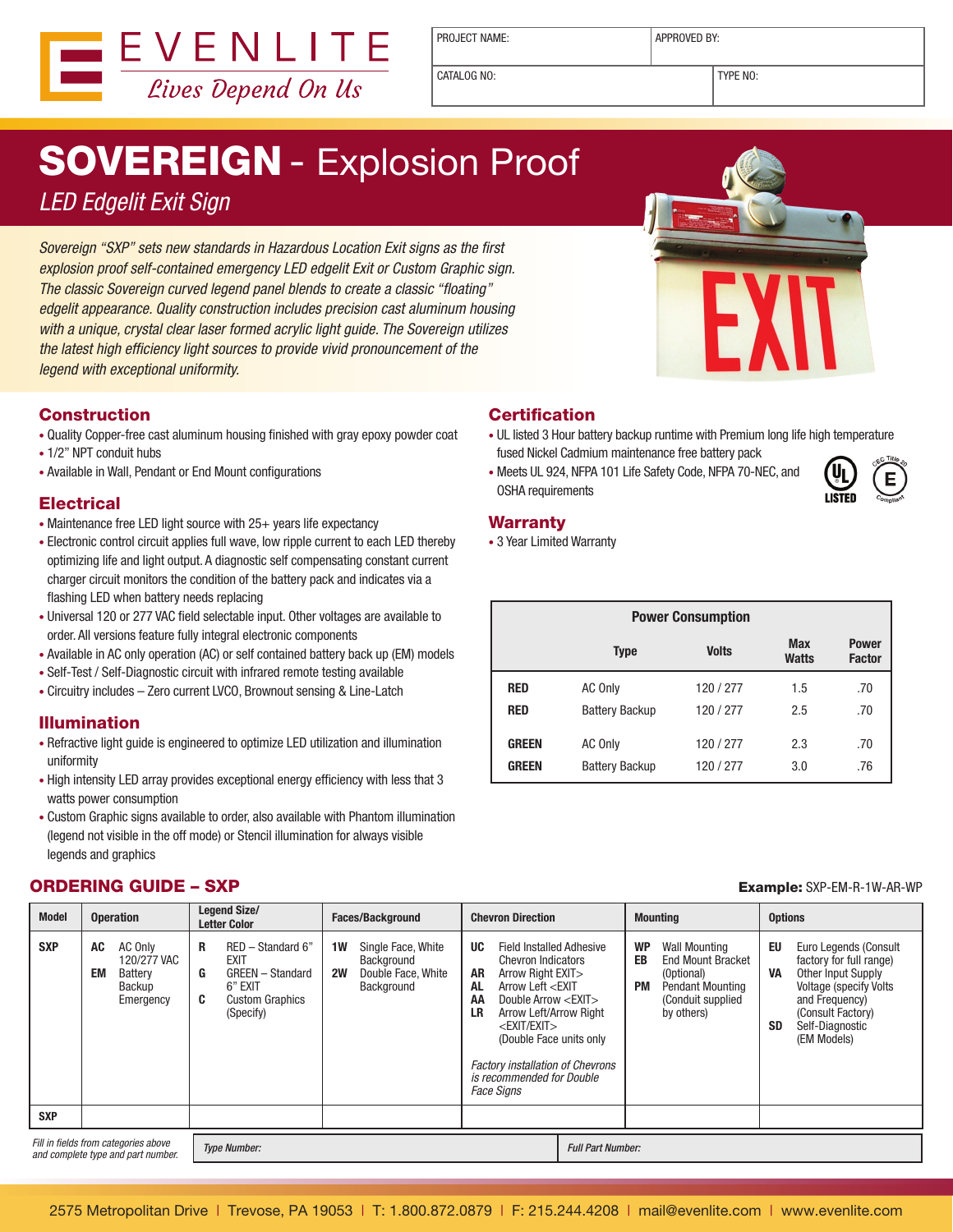EVENLITE
*Lives Depend On Us*

| PROJECT NAME: | APPROVED BY: |
|---|---|
| CATALOG NO: | TYPE NO: |

# SOVEREIGN - Explosion Proof

*LED Edgelit Exit Sign*

*Sovereign "SXP" sets new standards in Hazardous Location Exit signs as the first explosion proof self-contained emergency LED edgelit Exit or Custom Graphic sign. The classic Sovereign curved legend panel blends to create a classic "floating" edgelit appearance. Quality construction includes precision cast aluminum housing with a unique, crystal clear laser formed acrylic light guide. The Sovereign utilizes the latest high efficiency light sources to provide vivid pronouncement of the legend with exceptional uniformity.*

## Construction

- Quality Copper-free cast aluminum housing finished with gray epoxy powder coat
- 1/2" NPT conduit hubs
- Available in Wall, Pendant or End Mount configurations

## Electrical

- Maintenance free LED light source with 25+ years life expectancy
- Electronic control circuit applies full wave, low ripple current to each LED thereby optimizing life and light output. A diagnostic self compensating constant current charger circuit monitors the condition of the battery pack and indicates via a flashing LED when battery needs replacing
- Universal 120 or 277 VAC field selectable input. Other voltages are available to order. All versions feature fully integral electronic components
- Available in AC only operation (AC) or self contained battery back up (EM) models
- Self-Test / Self-Diagnostic circuit with infrared remote testing available
- Circuitry includes – Zero current LVCO, Brownout sensing & Line-Latch

## Illumination

- Refractive light guide is engineered to optimize LED utilization and illumination uniformity
- High intensity LED array provides exceptional energy efficiency with less that 3 watts power consumption
- Custom Graphic signs available to order, also available with Phantom illumination (legend not visible in the off mode) or Stencil illumination for always visible legends and graphics

## Certification

- UL listed 3 Hour battery backup runtime with Premium long life high temperature fused Nickel Cadmium maintenance free battery pack
- Meets UL 924, NFPA 101 Life Safety Code, NFPA 70-NEC, and OSHA requirements

## Warranty

- 3 Year Limited Warranty

**Power Consumption**

| | Type | Volts | Max Watts | Power Factor |
|---|---|---|---|---|
| **RED** | AC Only | 120 / 277 | 1.5 | .70 |
| **RED** | Battery Backup | 120 / 277 | 2.5 | .70 |
| **GREEN** | AC Only | 120 / 277 | 2.3 | .70 |
| **GREEN** | Battery Backup | 120 / 277 | 3.0 | .76 |

## ORDERING GUIDE – SXP

**Example:** SXP-EM-R-1W-AR-WP

| Model | Operation | Legend Size/ Letter Color | Faces/Background | Chevron Direction | Mounting | Options |
|---|---|---|---|---|---|---|
| **SXP** | **AC** AC Only 120/277 VAC<br>**EM** Battery Backup Emergency | **R** RED – Standard 6" EXIT<br>**G** GREEN – Standard 6" EXIT<br>**C** Custom Graphics (Specify) | **1W** Single Face, White Background<br>**2W** Double Face, White Background | **UC** Field Installed Adhesive Chevron Indicators<br>**AR** Arrow Right EXIT><br>**AL** Arrow Left <EXIT<br>**AA** Double Arrow <EXIT><br>**LR** Arrow Left/Arrow Right <EXIT/EXIT> (Double Face units only<br>*Factory installation of Chevrons is recommended for Double Face Signs* | **WP** Wall Mounting<br>**EB** End Mount Bracket (Optional)<br>**PM** Pendant Mounting (Conduit supplied by others) | **EU** Euro Legends (Consult factory for full range)<br>**VA** Other Input Supply Voltage (specify Volts and Frequency) (Consult Factory)<br>**SD** Self-Diagnostic (EM Models) |
| **SXP** | | | | | | |

*Fill in fields from categories above and complete type and part number.* | *Type Number:* | *Full Part Number:*

2575 Metropolitan Drive | Trevose, PA 19053 | T: 1.800.872.0879 | F: 215.244.4208 | mail@evenlite.com | www.evenlite.com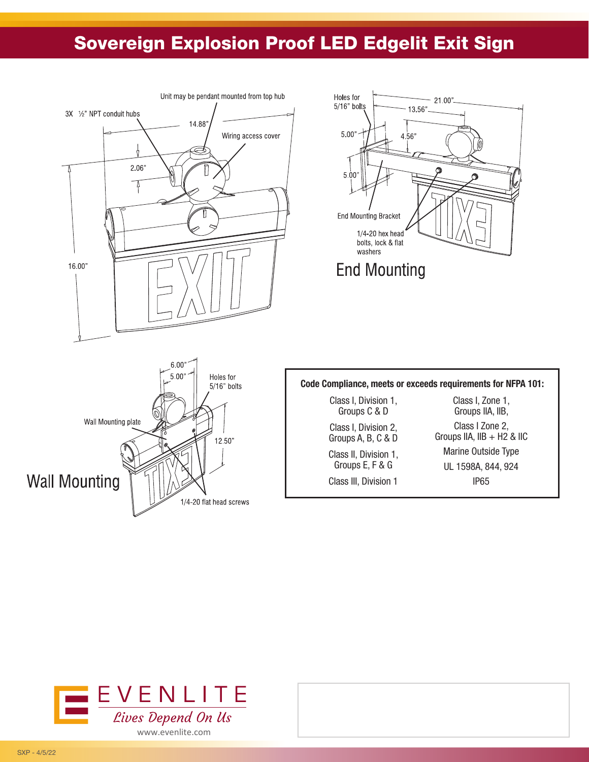# Sovereign Explosion Proof LED Edgelit Exit Sign

Unit may be pendant mounted from top hub

3X ½" NPT conduit hubs

14.88"

Wiring access cover

2.06"

16.00"

Holes for 5/16" bolts

21.00"

13.56"

5.00"

4.56"

5.00"

End Mounting Bracket

1/4-20 hex head bolts, lock & flat washers

End Mounting

6.00"

5.00"

Holes for 5/16" bolts

Wall Mounting plate

12.50"

Wall Mounting

1/4-20 flat head screws

**Code Compliance, meets or exceeds requirements for NFPA 101:**

| | |
|---|---|
| Class I, Division 1, Groups C & D | Class I, Zone 1, Groups IIA, IIB, |
| Class I, Division 2, Groups A, B, C & D | Class I Zone 2, Groups IIA, IIB + H2 & IIC |
| Class II, Division 1, Groups E, F & G | Marine Outside Type |
| | UL 1598A, 844, 924 |
| Class III, Division 1 | IP65 |

EVENLITE

*Lives Depend On Us*

www.evenlite.com

SXP - 4/5/22